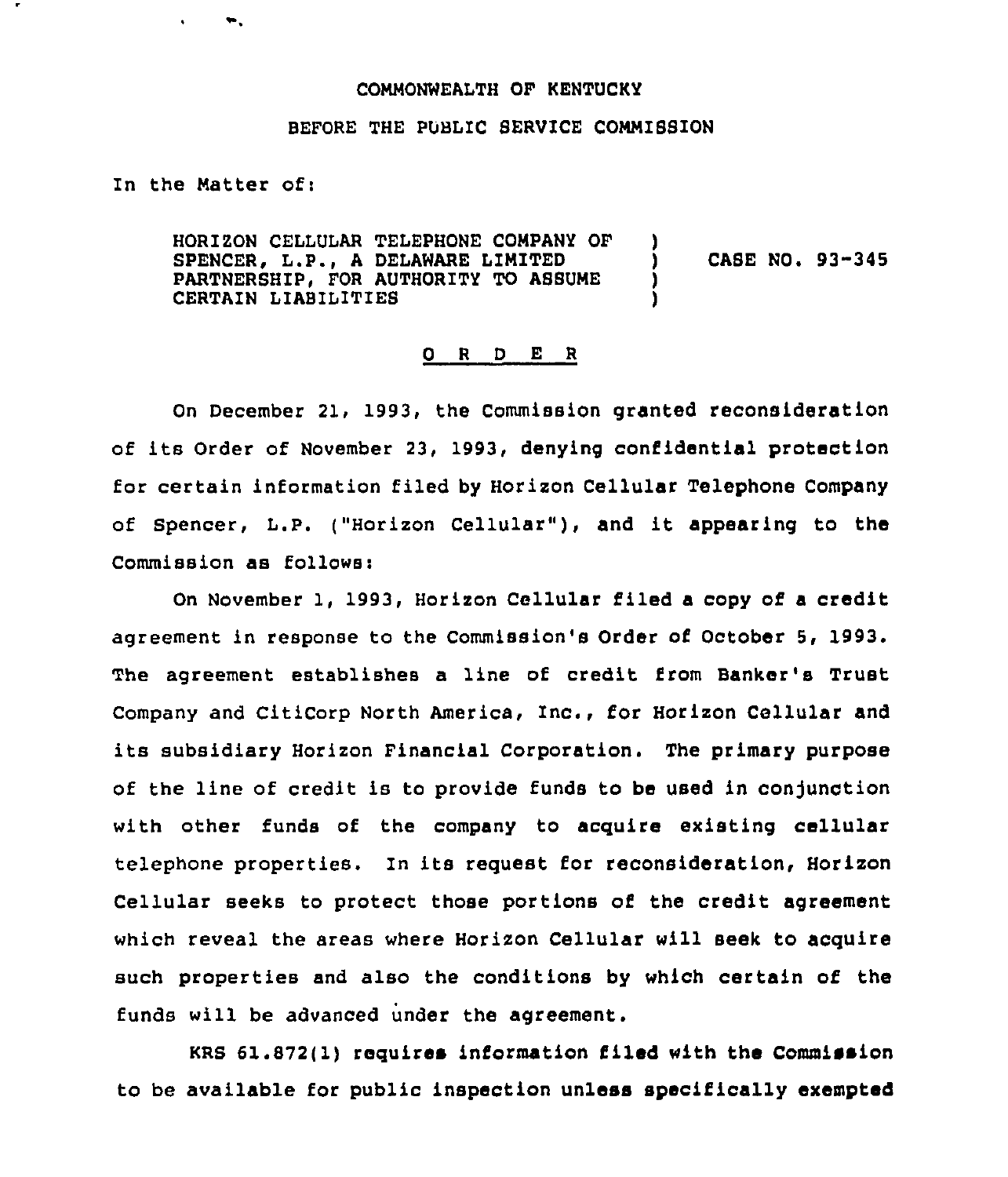COMMONWEALTH OF KENTUCKY

BEFORE THE PUBLIC SERVICE COMMISSION

In the Matter of:

| | | |
|---|---|---|
| HORIZON CELLULAR TELEPHONE COMPANY OF SPENCER, L.P., A DELAWARE LIMITED PARTNERSHIP, FOR AUTHORITY TO ASSUME CERTAIN LIABILITIES | ) ) ) ) | CASE NO. 93-345 |

## O R D E R

On December 21, 1993, the Commission granted reconsideration of its Order of November 23, 1993, denying confidential protection for certain information filed by Horizon Cellular Telephone Company of Spencer, L.P. ("Horizon Cellular"), and it appearing to the Commission as follows:

On November 1, 1993, Horizon Cellular filed a copy of a credit agreement in response to the Commission's Order of October 5, 1993. The agreement establishes a line of credit from Banker's Trust Company and CitiCorp North America, Inc., for Horizon Cellular and its subsidiary Horizon Financial Corporation. The primary purpose of the line of credit is to provide funds to be used in conjunction with other funds of the company to acquire existing cellular telephone properties. In its request for reconsideration, Horizon Cellular seeks to protect those portions of the credit agreement which reveal the areas where Horizon Cellular will seek to acquire such properties and also the conditions by which certain of the funds will be advanced under the agreement.

KRS 61.872(1) requires information filed with the Commission to be available for public inspection unless specifically exempted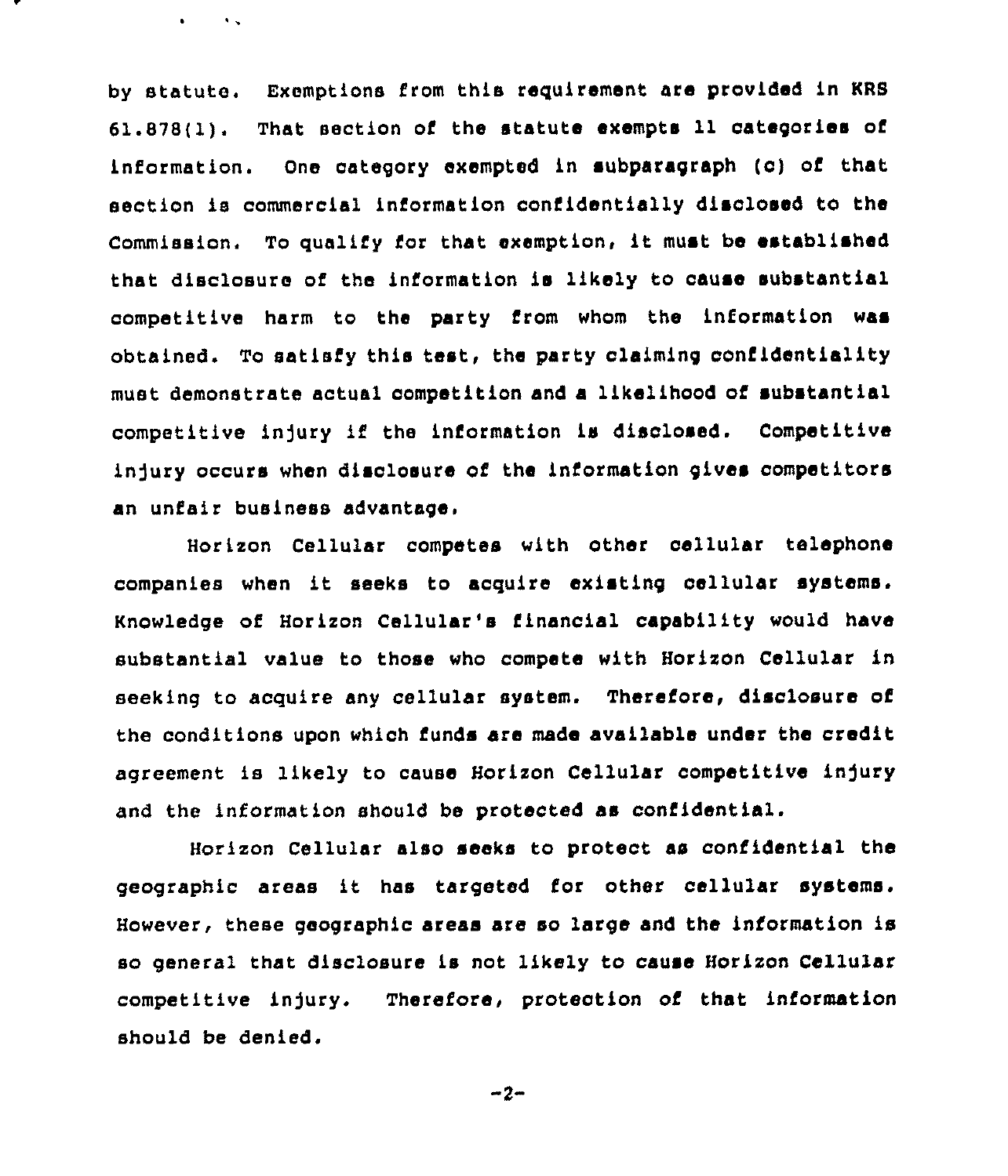by statute. Exemptions from this requirement are provided in KRS 61.878(1). That section of the statute exempts 11 categories of information. One category exempted in subparagraph (c) of that section is commercial information confidentially disclosed to the Commission. To qualify for that exemption, it must be established that disclosure of the information is likely to cause substantial competitive harm to the party from whom the information was obtained. To satisfy this test, the party claiming confidentiality must demonstrate actual competition and a likelihood of substantial competitive injury if the information is disclosed. Competitive injury occurs when disclosure of the information gives competitors an unfair business advantage.

Horizon Cellular competes with other cellular telephone companies when it seeks to acquire existing cellular systems. Knowledge of Horizon Cellular's financial capability would have substantial value to those who compete with Horizon Cellular in seeking to acquire any cellular system. Therefore, disclosure of the conditions upon which funds are made available under the credit agreement is likely to cause Horizon Cellular competitive injury and the information should be protected as confidential.

Horizon Cellular also seeks to protect as confidential the geographic areas it has targeted for other cellular systems. However, these geographic areas are so large and the information is so general that disclosure is not likely to cause Horizon Cellular competitive injury. Therefore, protection of that information should be denied.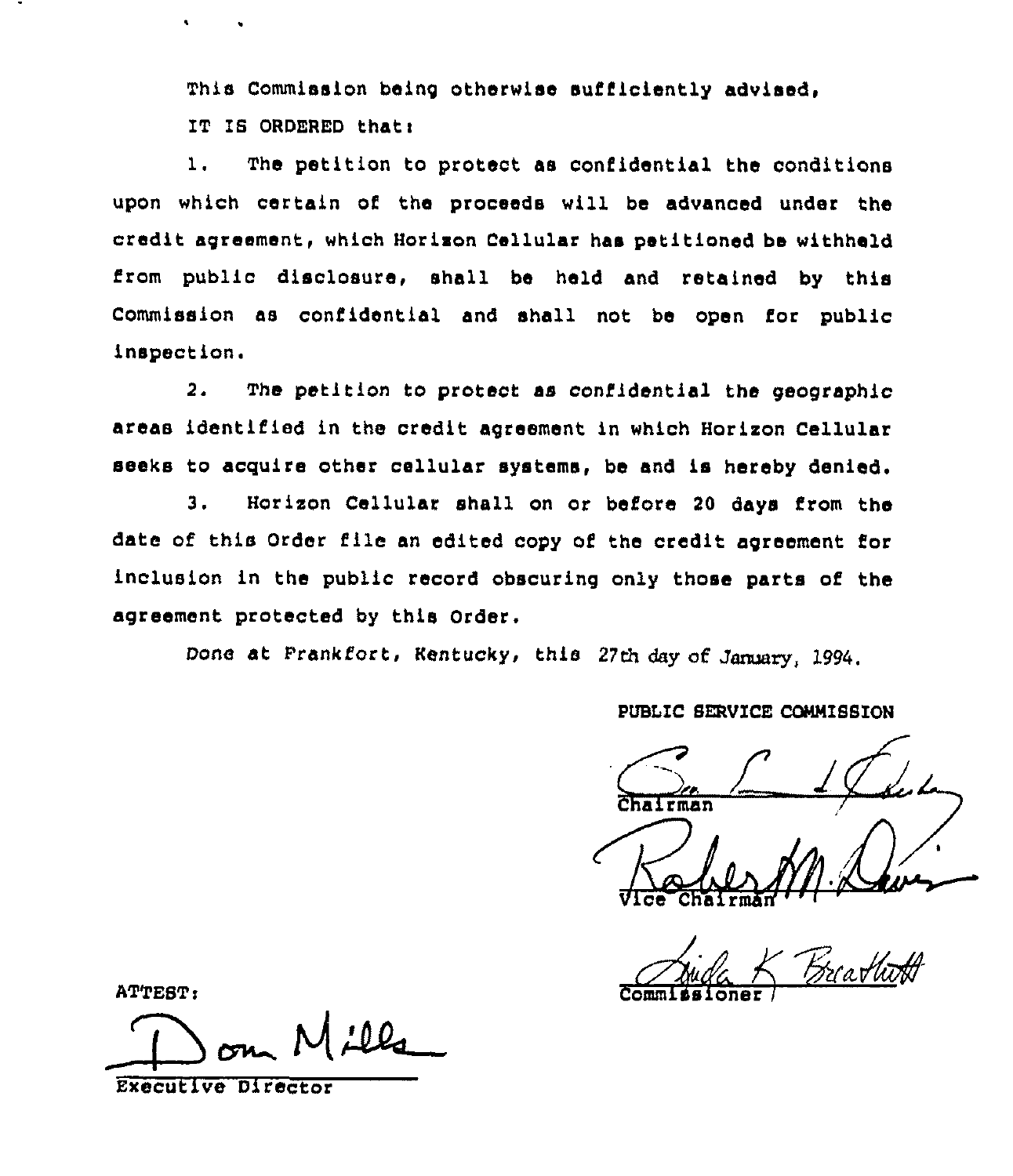This Commission being otherwise sufficiently advised,

IT IS ORDERED that:

1. The petition to protect as confidential the conditions upon which certain of the proceeds will be advanced under the credit agreement, which Horizon Cellular has petitioned be withheld from public disclosure, shall be held and retained by this Commission as confidential and shall not be open for public inspection.

2. The petition to protect as confidential the geographic areas identified in the credit agreement in which Horizon Cellular seeks to acquire other cellular systems, be and is hereby denied.

3. Horizon Cellular shall on or before 20 days from the date of this Order file an edited copy of the credit agreement for inclusion in the public record obscuring only those parts of the agreement protected by this Order.

Done at Frankfort, Kentucky, this 27th day of January, 1994.

PUBLIC SERVICE COMMISSION

Chairman

Vice Chairman

Commissioner

ATTEST:

Executive Director